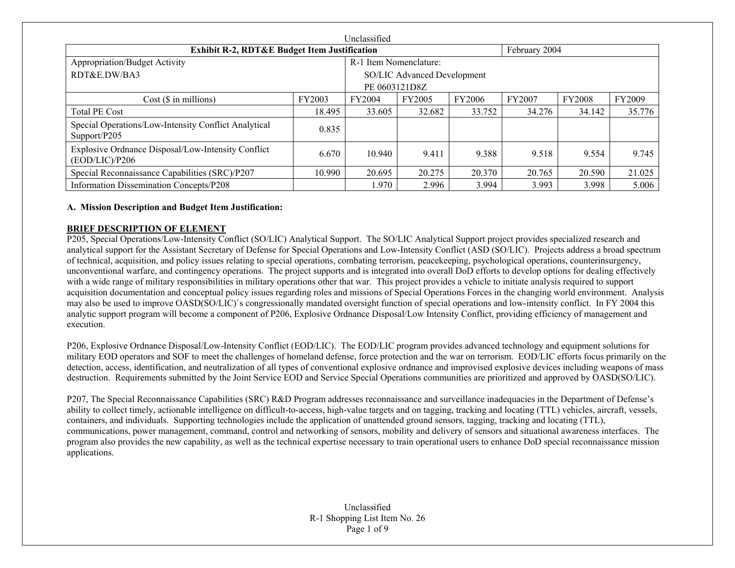Unclassified

| Exhibit R-2, RDT&E Budget Item Justification | | | | | February 2004 | | |
|---|---|---|---|---|---|---|---|
| Appropriation/Budget Activity<br>RDT&E.DW/BA3 | | R-1 Item Nomenclature:<br>SO/LIC Advanced Development<br>PE 0603121D8Z | | | | | |
| Cost ($ in millions) | FY2003 | FY2004 | FY2005 | FY2006 | FY2007 | FY2008 | FY2009 |
| Total PE Cost | 18.495 | 33.605 | 32.682 | 33.752 | 34.276 | 34.142 | 35.776 |
| Special Operations/Low-Intensity Conflict Analytical Support/P205 | 0.835 | | | | | | |
| Explosive Ordnance Disposal/Low-Intensity Conflict (EOD/LIC)/P206 | 6.670 | 10.940 | 9.411 | 9.388 | 9.518 | 9.554 | 9.745 |
| Special Reconnaissance Capabilities (SRC)/P207 | 10.990 | 20.695 | 20.275 | 20.370 | 20.765 | 20.590 | 21.025 |
| Information Dissemination Concepts/P208 | | 1.970 | 2.996 | 3.994 | 3.993 | 3.998 | 5.006 |

**A. Mission Description and Budget Item Justification:**

**BRIEF DESCRIPTION OF ELEMENT**

P205, Special Operations/Low-Intensity Conflict (SO/LIC) Analytical Support. The SO/LIC Analytical Support project provides specialized research and analytical support for the Assistant Secretary of Defense for Special Operations and Low-Intensity Conflict (ASD (SO/LIC). Projects address a broad spectrum of technical, acquisition, and policy issues relating to special operations, combating terrorism, peacekeeping, psychological operations, counterinsurgency, unconventional warfare, and contingency operations. The project supports and is integrated into overall DoD efforts to develop options for dealing effectively with a wide range of military responsibilities in military operations other that war. This project provides a vehicle to initiate analysis required to support acquisition documentation and conceptual policy issues regarding roles and missions of Special Operations Forces in the changing world environment. Analysis may also be used to improve OASD(SO/LIC)`s congressionally mandated oversight function of special operations and low-intensity conflict. In FY 2004 this analytic support program will become a component of P206, Explosive Ordnance Disposal/Low Intensity Conflict, providing efficiency of management and execution.

P206, Explosive Ordnance Disposal/Low-Intensity Conflict (EOD/LIC). The EOD/LIC program provides advanced technology and equipment solutions for military EOD operators and SOF to meet the challenges of homeland defense, force protection and the war on terrorism. EOD/LIC efforts focus primarily on the detection, access, identification, and neutralization of all types of conventional explosive ordnance and improvised explosive devices including weapons of mass destruction. Requirements submitted by the Joint Service EOD and Service Special Operations communities are prioritized and approved by OASD(SO/LIC).

P207, The Special Reconnaissance Capabilities (SRC) R&D Program addresses reconnaissance and surveillance inadequacies in the Department of Defense's ability to collect timely, actionable intelligence on difficult-to-access, high-value targets and on tagging, tracking and locating (TTL) vehicles, aircraft, vessels, containers, and individuals. Supporting technologies include the application of unattended ground sensors, tagging, tracking and locating (TTL), communications, power management, command, control and networking of sensors, mobility and delivery of sensors and situational awareness interfaces. The program also provides the new capability, as well as the technical expertise necessary to train operational users to enhance DoD special reconnaissance mission applications.

Unclassified

R-1 Shopping List Item No. 26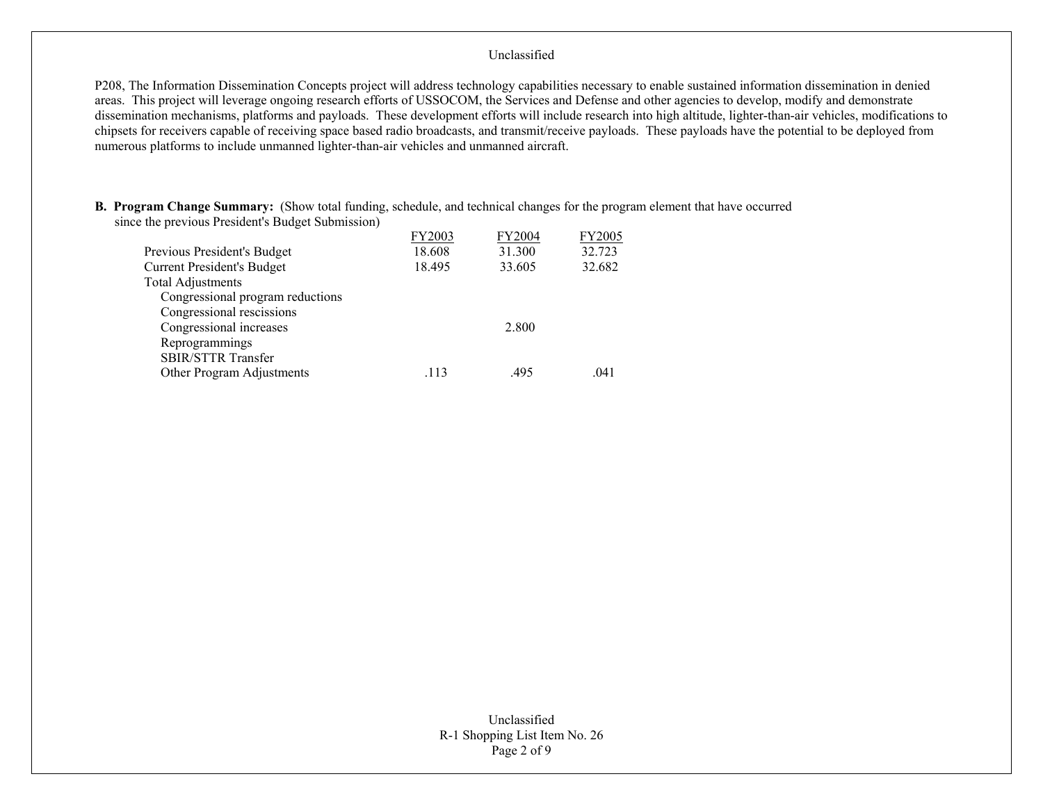P208, The Information Dissemination Concepts project will address technology capabilities necessary to enable sustained information dissemination in denied areas. This project will leverage ongoing research efforts of USSOCOM, the Services and Defense and other agencies to develop, modify and demonstrate dissemination mechanisms, platforms and payloads. These development efforts will include research into high altitude, lighter-than-air vehicles, modifications to chipsets for receivers capable of receiving space based radio broadcasts, and transmit/receive payloads. These payloads have the potential to be deployed from numerous platforms to include unmanned lighter-than-air vehicles and unmanned aircraft.

**B. Program Change Summary:** (Show total funding, schedule, and technical changes for the program element that have occurred since the previous President's Budget Submission)

| | FY2003 | FY2004 | FY2005 |
|---|---|---|---|
| Previous President's Budget | 18.608 | 31.300 | 32.723 |
| Current President's Budget | 18.495 | 33.605 | 32.682 |
| Total Adjustments | | | |
| Congressional program reductions | | | |
| Congressional rescissions | | | |
| Congressional increases | | 2.800 | |
| Reprogrammings | | | |
| SBIR/STTR Transfer | | | |
| Other Program Adjustments | .113 | .495 | .041 |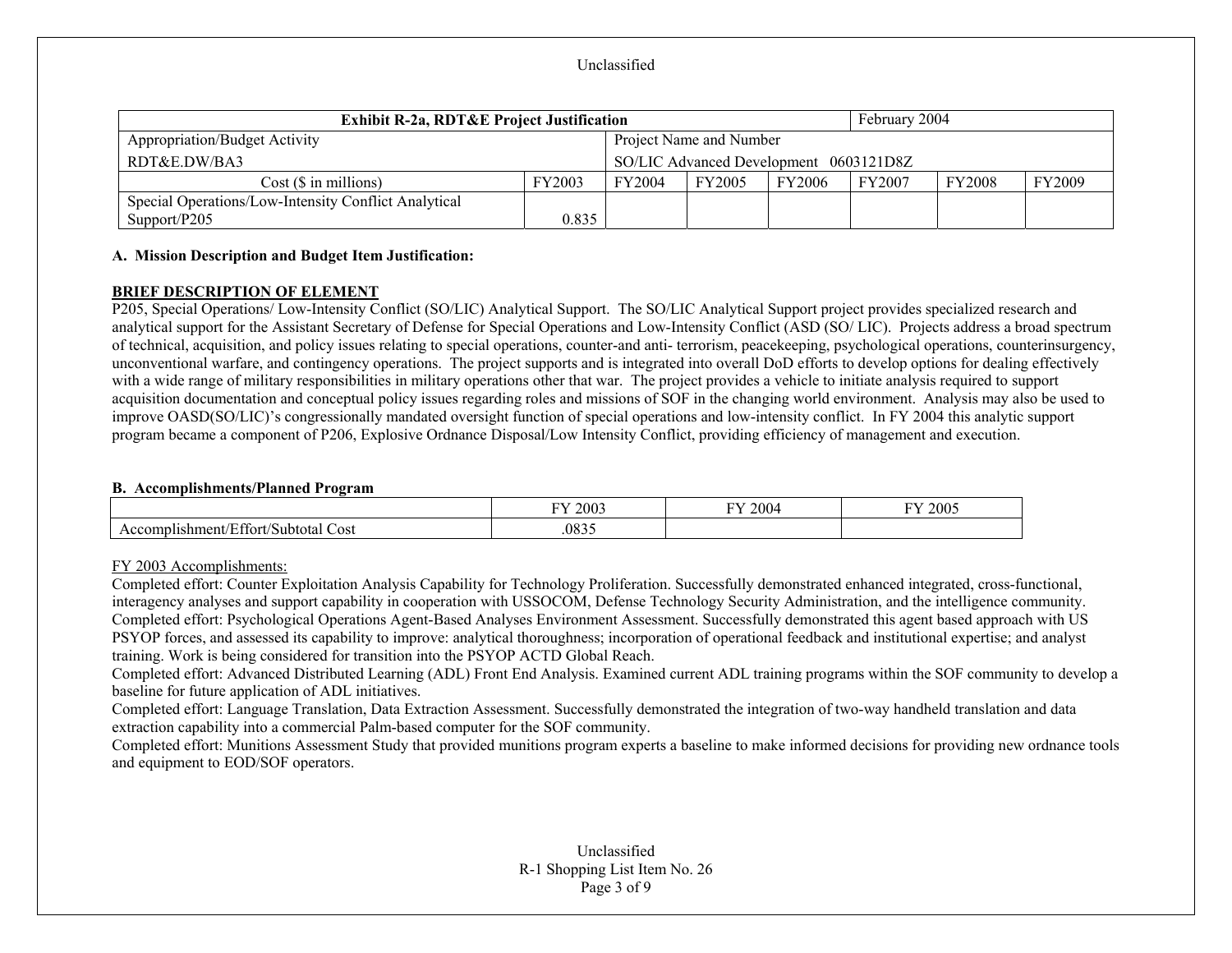| Exhibit R-2a, RDT&E Project Justification | | | | | February 2004 | | |
|---|---|---|---|---|---|---|---|
| Appropriation/Budget Activity<br>RDT&E.DW/BA3 | | Project Name and Number<br>SO/LIC Advanced Development 0603121D8Z | | | | | |
| Cost ($ in millions) | FY2003 | FY2004 | FY2005 | FY2006 | FY2007 | FY2008 | FY2009 |
| Special Operations/Low-Intensity Conflict Analytical Support/P205 | 0.835 | | | | | | |

**A. Mission Description and Budget Item Justification:**

**BRIEF DESCRIPTION OF ELEMENT**

P205, Special Operations/ Low-Intensity Conflict (SO/LIC) Analytical Support. The SO/LIC Analytical Support project provides specialized research and analytical support for the Assistant Secretary of Defense for Special Operations and Low-Intensity Conflict (ASD (SO/ LIC). Projects address a broad spectrum of technical, acquisition, and policy issues relating to special operations, counter-and anti- terrorism, peacekeeping, psychological operations, counterinsurgency, unconventional warfare, and contingency operations. The project supports and is integrated into overall DoD efforts to develop options for dealing effectively with a wide range of military responsibilities in military operations other that war. The project provides a vehicle to initiate analysis required to support acquisition documentation and conceptual policy issues regarding roles and missions of SOF in the changing world environment. Analysis may also be used to improve OASD(SO/LIC)'s congressionally mandated oversight function of special operations and low-intensity conflict. In FY 2004 this analytic support program became a component of P206, Explosive Ordnance Disposal/Low Intensity Conflict, providing efficiency of management and execution.

**B. Accomplishments/Planned Program**

| | FY 2003 | FY 2004 | FY 2005 |
|---|---|---|---|
| Accomplishment/Effort/Subtotal Cost | .0835 | | |

FY 2003 Accomplishments:

Completed effort: Counter Exploitation Analysis Capability for Technology Proliferation. Successfully demonstrated enhanced integrated, cross-functional, interagency analyses and support capability in cooperation with USSOCOM, Defense Technology Security Administration, and the intelligence community.

Completed effort: Psychological Operations Agent-Based Analyses Environment Assessment. Successfully demonstrated this agent based approach with US PSYOP forces, and assessed its capability to improve: analytical thoroughness; incorporation of operational feedback and institutional expertise; and analyst training. Work is being considered for transition into the PSYOP ACTD Global Reach.

Completed effort: Advanced Distributed Learning (ADL) Front End Analysis. Examined current ADL training programs within the SOF community to develop a baseline for future application of ADL initiatives.

Completed effort: Language Translation, Data Extraction Assessment. Successfully demonstrated the integration of two-way handheld translation and data extraction capability into a commercial Palm-based computer for the SOF community.

Completed effort: Munitions Assessment Study that provided munitions program experts a baseline to make informed decisions for providing new ordnance tools and equipment to EOD/SOF operators.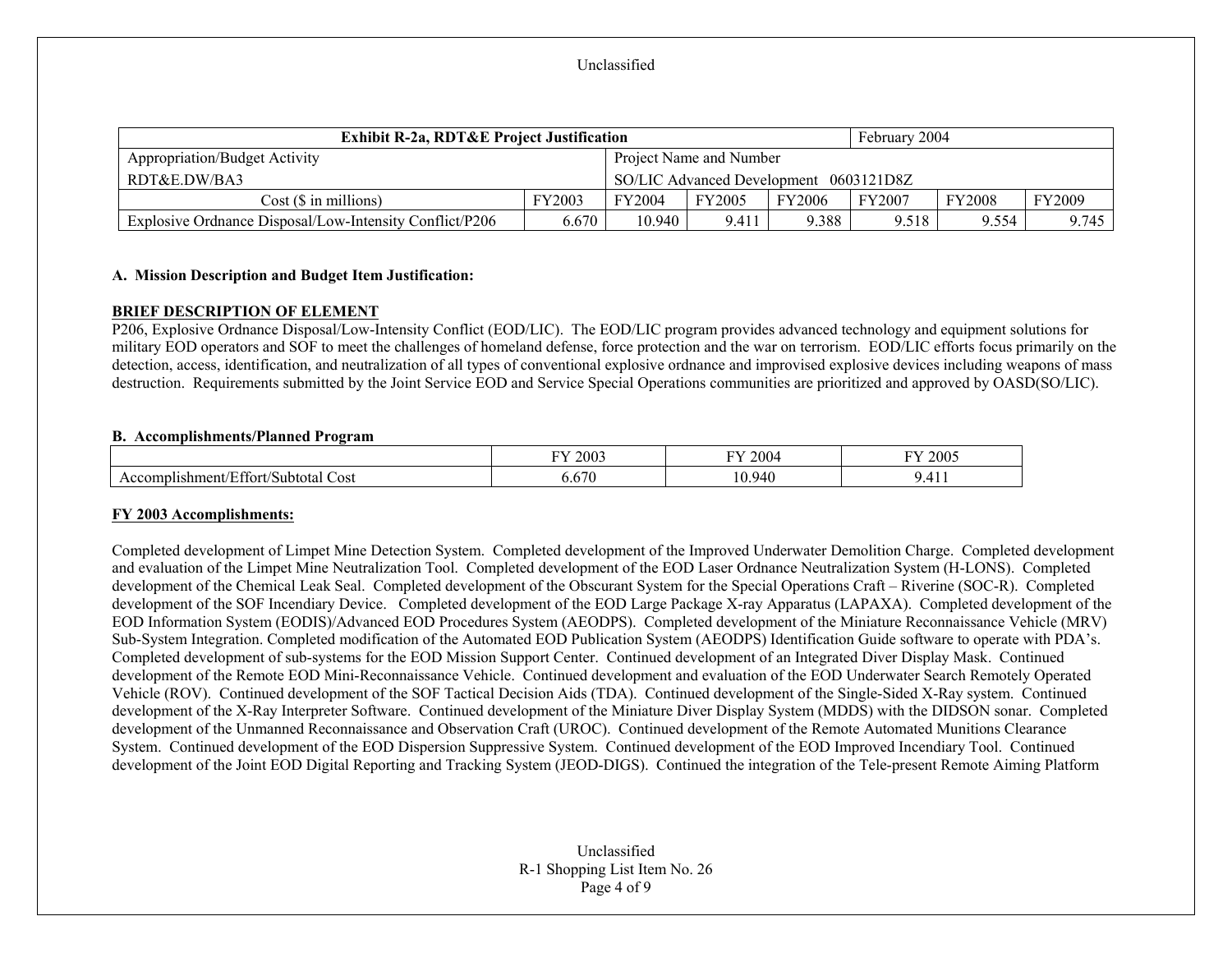| Exhibit R-2a, RDT&E Project Justification | | | | | February 2004 | | |
|---|---|---|---|---|---|---|---|
| Appropriation/Budget Activity | | Project Name and Number | | | | | |
| RDT&E.DW/BA3 | | SO/LIC Advanced Development 0603121D8Z | | | | | |
| Cost ($ in millions) | FY2003 | FY2004 | FY2005 | FY2006 | FY2007 | FY2008 | FY2009 |
| Explosive Ordnance Disposal/Low-Intensity Conflict/P206 | 6.670 | 10.940 | 9.411 | 9.388 | 9.518 | 9.554 | 9.745 |

**A. Mission Description and Budget Item Justification:**

**BRIEF DESCRIPTION OF ELEMENT**

P206, Explosive Ordnance Disposal/Low-Intensity Conflict (EOD/LIC). The EOD/LIC program provides advanced technology and equipment solutions for military EOD operators and SOF to meet the challenges of homeland defense, force protection and the war on terrorism. EOD/LIC efforts focus primarily on the detection, access, identification, and neutralization of all types of conventional explosive ordnance and improvised explosive devices including weapons of mass destruction. Requirements submitted by the Joint Service EOD and Service Special Operations communities are prioritized and approved by OASD(SO/LIC).

**B. Accomplishments/Planned Program**

| | FY 2003 | FY 2004 | FY 2005 |
|---|---|---|---|
| Accomplishment/Effort/Subtotal Cost | 6.670 | 10.940 | 9.411 |

**FY 2003 Accomplishments:**

Completed development of Limpet Mine Detection System. Completed development of the Improved Underwater Demolition Charge. Completed development and evaluation of the Limpet Mine Neutralization Tool. Completed development of the EOD Laser Ordnance Neutralization System (H-LONS). Completed development of the Chemical Leak Seal. Completed development of the Obscurant System for the Special Operations Craft – Riverine (SOC-R). Completed development of the SOF Incendiary Device. Completed development of the EOD Large Package X-ray Apparatus (LAPAXA). Completed development of the EOD Information System (EODIS)/Advanced EOD Procedures System (AEODPS). Completed development of the Miniature Reconnaissance Vehicle (MRV) Sub-System Integration. Completed modification of the Automated EOD Publication System (AEODPS) Identification Guide software to operate with PDA's. Completed development of sub-systems for the EOD Mission Support Center. Continued development of an Integrated Diver Display Mask. Continued development of the Remote EOD Mini-Reconnaissance Vehicle. Continued development and evaluation of the EOD Underwater Search Remotely Operated Vehicle (ROV). Continued development of the SOF Tactical Decision Aids (TDA). Continued development of the Single-Sided X-Ray system. Continued development of the X-Ray Interpreter Software. Continued development of the Miniature Diver Display System (MDDS) with the DIDSON sonar. Completed development of the Unmanned Reconnaissance and Observation Craft (UROC). Continued development of the Remote Automated Munitions Clearance System. Continued development of the EOD Dispersion Suppressive System. Continued development of the EOD Improved Incendiary Tool. Continued development of the Joint EOD Digital Reporting and Tracking System (JEOD-DIGS). Continued the integration of the Tele-present Remote Aiming Platform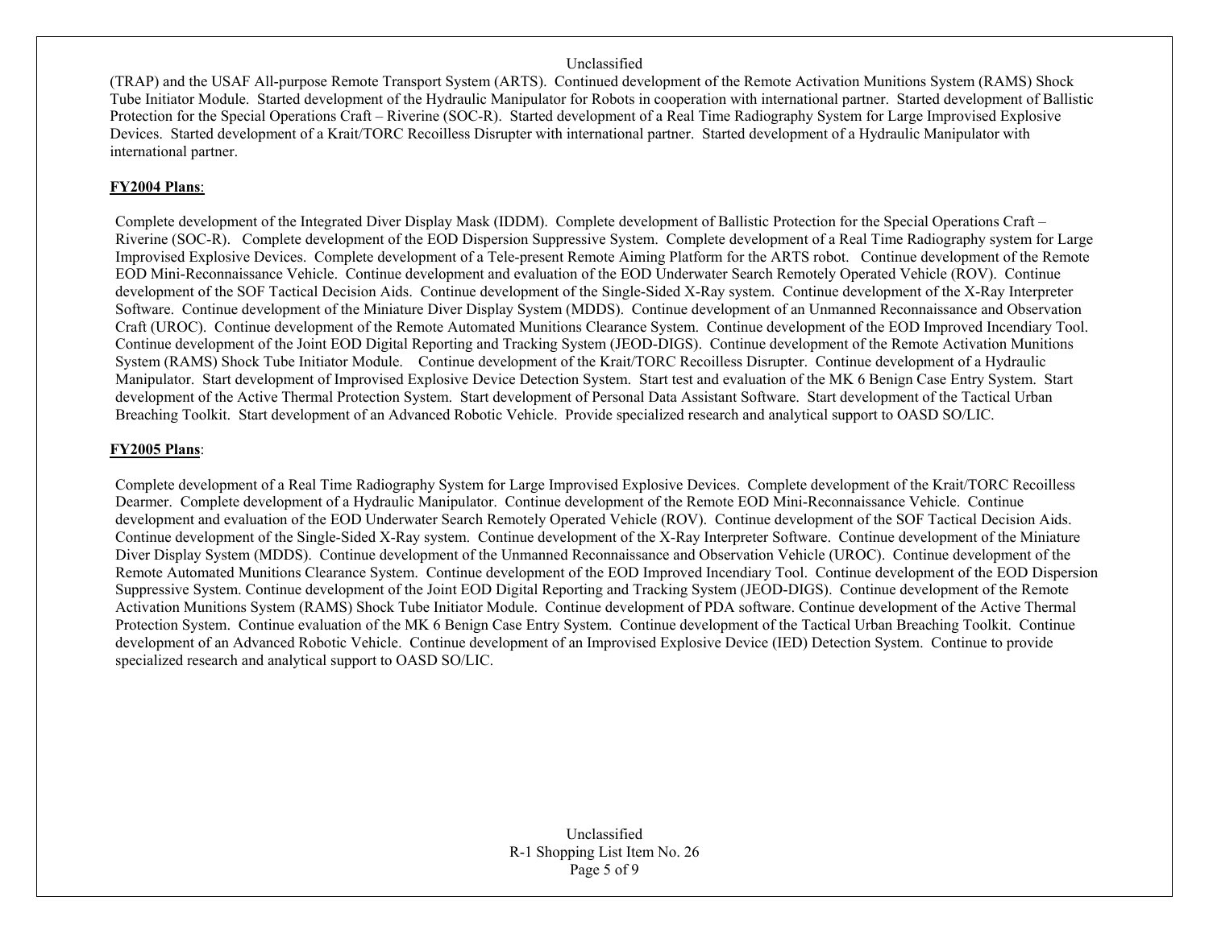(TRAP) and the USAF All-purpose Remote Transport System (ARTS). Continued development of the Remote Activation Munitions System (RAMS) Shock Tube Initiator Module. Started development of the Hydraulic Manipulator for Robots in cooperation with international partner. Started development of Ballistic Protection for the Special Operations Craft – Riverine (SOC-R). Started development of a Real Time Radiography System for Large Improvised Explosive Devices. Started development of a Krait/TORC Recoilless Disrupter with international partner. Started development of a Hydraulic Manipulator with international partner.

**FY2004 Plans**:

Complete development of the Integrated Diver Display Mask (IDDM). Complete development of Ballistic Protection for the Special Operations Craft – Riverine (SOC-R). Complete development of the EOD Dispersion Suppressive System. Complete development of a Real Time Radiography system for Large Improvised Explosive Devices. Complete development of a Tele-present Remote Aiming Platform for the ARTS robot. Continue development of the Remote EOD Mini-Reconnaissance Vehicle. Continue development and evaluation of the EOD Underwater Search Remotely Operated Vehicle (ROV). Continue development of the SOF Tactical Decision Aids. Continue development of the Single-Sided X-Ray system. Continue development of the X-Ray Interpreter Software. Continue development of the Miniature Diver Display System (MDDS). Continue development of an Unmanned Reconnaissance and Observation Craft (UROC). Continue development of the Remote Automated Munitions Clearance System. Continue development of the EOD Improved Incendiary Tool. Continue development of the Joint EOD Digital Reporting and Tracking System (JEOD-DIGS). Continue development of the Remote Activation Munitions System (RAMS) Shock Tube Initiator Module. Continue development of the Krait/TORC Recoilless Disrupter. Continue development of a Hydraulic Manipulator. Start development of Improvised Explosive Device Detection System. Start test and evaluation of the MK 6 Benign Case Entry System. Start development of the Active Thermal Protection System. Start development of Personal Data Assistant Software. Start development of the Tactical Urban Breaching Toolkit. Start development of an Advanced Robotic Vehicle. Provide specialized research and analytical support to OASD SO/LIC.

**FY2005 Plans**:

Complete development of a Real Time Radiography System for Large Improvised Explosive Devices. Complete development of the Krait/TORC Recoilless Dearmer. Complete development of a Hydraulic Manipulator. Continue development of the Remote EOD Mini-Reconnaissance Vehicle. Continue development and evaluation of the EOD Underwater Search Remotely Operated Vehicle (ROV). Continue development of the SOF Tactical Decision Aids. Continue development of the Single-Sided X-Ray system. Continue development of the X-Ray Interpreter Software. Continue development of the Miniature Diver Display System (MDDS). Continue development of the Unmanned Reconnaissance and Observation Vehicle (UROC). Continue development of the Remote Automated Munitions Clearance System. Continue development of the EOD Improved Incendiary Tool. Continue development of the EOD Dispersion Suppressive System. Continue development of the Joint EOD Digital Reporting and Tracking System (JEOD-DIGS). Continue development of the Remote Activation Munitions System (RAMS) Shock Tube Initiator Module. Continue development of PDA software. Continue development of the Active Thermal Protection System. Continue evaluation of the MK 6 Benign Case Entry System. Continue development of the Tactical Urban Breaching Toolkit. Continue development of an Advanced Robotic Vehicle. Continue development of an Improvised Explosive Device (IED) Detection System. Continue to provide specialized research and analytical support to OASD SO/LIC.

R-1 Shopping List Item No. 26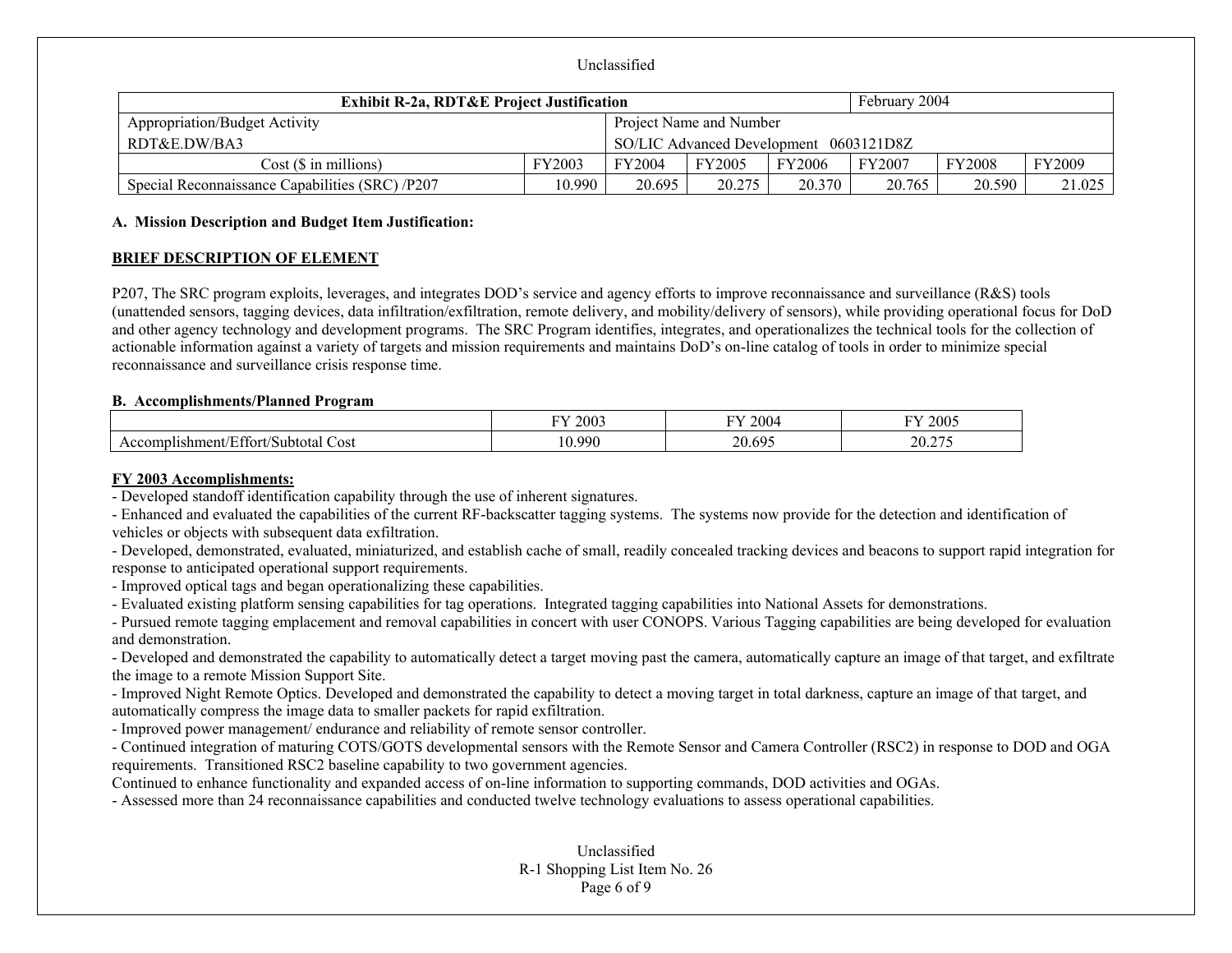Unclassified

| Exhibit R-2a, RDT&E Project Justification | | | | | February 2004 | | |
|---|---|---|---|---|---|---|---|
| Appropriation/Budget Activity<br>RDT&E.DW/BA3 | | Project Name and Number<br>SO/LIC Advanced Development 0603121D8Z | | | | | |
| Cost ($ in millions) | FY2003 | FY2004 | FY2005 | FY2006 | FY2007 | FY2008 | FY2009 |
| Special Reconnaissance Capabilities (SRC) /P207 | 10.990 | 20.695 | 20.275 | 20.370 | 20.765 | 20.590 | 21.025 |

**A. Mission Description and Budget Item Justification:**

**BRIEF DESCRIPTION OF ELEMENT**

P207, The SRC program exploits, leverages, and integrates DOD's service and agency efforts to improve reconnaissance and surveillance (R&S) tools (unattended sensors, tagging devices, data infiltration/exfiltration, remote delivery, and mobility/delivery of sensors), while providing operational focus for DoD and other agency technology and development programs. The SRC Program identifies, integrates, and operationalizes the technical tools for the collection of actionable information against a variety of targets and mission requirements and maintains DoD's on-line catalog of tools in order to minimize special reconnaissance and surveillance crisis response time.

**B. Accomplishments/Planned Program**

| | FY 2003 | FY 2004 | FY 2005 |
|---|---|---|---|
| Accomplishment/Effort/Subtotal Cost | 10.990 | 20.695 | 20.275 |

**FY 2003 Accomplishments:**

- Developed standoff identification capability through the use of inherent signatures.
- Enhanced and evaluated the capabilities of the current RF-backscatter tagging systems. The systems now provide for the detection and identification of vehicles or objects with subsequent data exfiltration.
- Developed, demonstrated, evaluated, miniaturized, and establish cache of small, readily concealed tracking devices and beacons to support rapid integration for response to anticipated operational support requirements.
- Improved optical tags and began operationalizing these capabilities.
- Evaluated existing platform sensing capabilities for tag operations. Integrated tagging capabilities into National Assets for demonstrations.
- Pursued remote tagging emplacement and removal capabilities in concert with user CONOPS. Various Tagging capabilities are being developed for evaluation and demonstration.
- Developed and demonstrated the capability to automatically detect a target moving past the camera, automatically capture an image of that target, and exfiltrate the image to a remote Mission Support Site.
- Improved Night Remote Optics. Developed and demonstrated the capability to detect a moving target in total darkness, capture an image of that target, and automatically compress the image data to smaller packets for rapid exfiltration.
- Improved power management/ endurance and reliability of remote sensor controller.
- Continued integration of maturing COTS/GOTS developmental sensors with the Remote Sensor and Camera Controller (RSC2) in response to DOD and OGA requirements. Transitioned RSC2 baseline capability to two government agencies.

Continued to enhance functionality and expanded access of on-line information to supporting commands, DOD activities and OGAs.

- Assessed more than 24 reconnaissance capabilities and conducted twelve technology evaluations to assess operational capabilities.

Unclassified
R-1 Shopping List Item No. 26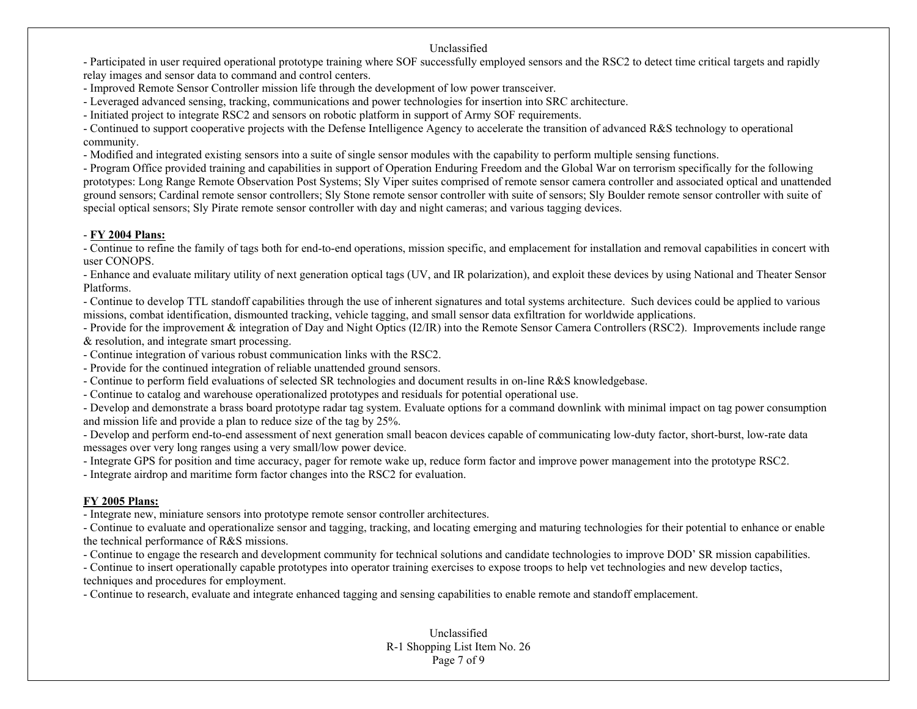- Participated in user required operational prototype training where SOF successfully employed sensors and the RSC2 to detect time critical targets and rapidly relay images and sensor data to command and control centers.
- Improved Remote Sensor Controller mission life through the development of low power transceiver.
- Leveraged advanced sensing, tracking, communications and power technologies for insertion into SRC architecture.
- Initiated project to integrate RSC2 and sensors on robotic platform in support of Army SOF requirements.
- Continued to support cooperative projects with the Defense Intelligence Agency to accelerate the transition of advanced R&S technology to operational community.
- Modified and integrated existing sensors into a suite of single sensor modules with the capability to perform multiple sensing functions.
- Program Office provided training and capabilities in support of Operation Enduring Freedom and the Global War on terrorism specifically for the following prototypes: Long Range Remote Observation Post Systems; Sly Viper suites comprised of remote sensor camera controller and associated optical and unattended ground sensors; Cardinal remote sensor controllers; Sly Stone remote sensor controller with suite of sensors; Sly Boulder remote sensor controller with suite of special optical sensors; Sly Pirate remote sensor controller with day and night cameras; and various tagging devices.

- **FY 2004 Plans:**
- Continue to refine the family of tags both for end-to-end operations, mission specific, and emplacement for installation and removal capabilities in concert with user CONOPS.
- Enhance and evaluate military utility of next generation optical tags (UV, and IR polarization), and exploit these devices by using National and Theater Sensor Platforms.
- Continue to develop TTL standoff capabilities through the use of inherent signatures and total systems architecture. Such devices could be applied to various missions, combat identification, dismounted tracking, vehicle tagging, and small sensor data exfiltration for worldwide applications.
- Provide for the improvement & integration of Day and Night Optics (I2/IR) into the Remote Sensor Camera Controllers (RSC2). Improvements include range & resolution, and integrate smart processing.
- Continue integration of various robust communication links with the RSC2.
- Provide for the continued integration of reliable unattended ground sensors.
- Continue to perform field evaluations of selected SR technologies and document results in on-line R&S knowledgebase.
- Continue to catalog and warehouse operationalized prototypes and residuals for potential operational use.
- Develop and demonstrate a brass board prototype radar tag system. Evaluate options for a command downlink with minimal impact on tag power consumption and mission life and provide a plan to reduce size of the tag by 25%.
- Develop and perform end-to-end assessment of next generation small beacon devices capable of communicating low-duty factor, short-burst, low-rate data messages over very long ranges using a very small/low power device.
- Integrate GPS for position and time accuracy, pager for remote wake up, reduce form factor and improve power management into the prototype RSC2.
- Integrate airdrop and maritime form factor changes into the RSC2 for evaluation.

**FY 2005 Plans:**
- Integrate new, miniature sensors into prototype remote sensor controller architectures.
- Continue to evaluate and operationalize sensor and tagging, tracking, and locating emerging and maturing technologies for their potential to enhance or enable the technical performance of R&S missions.
- Continue to engage the research and development community for technical solutions and candidate technologies to improve DOD' SR mission capabilities.
- Continue to insert operationally capable prototypes into operator training exercises to expose troops to help vet technologies and new develop tactics, techniques and procedures for employment.
- Continue to research, evaluate and integrate enhanced tagging and sensing capabilities to enable remote and standoff emplacement.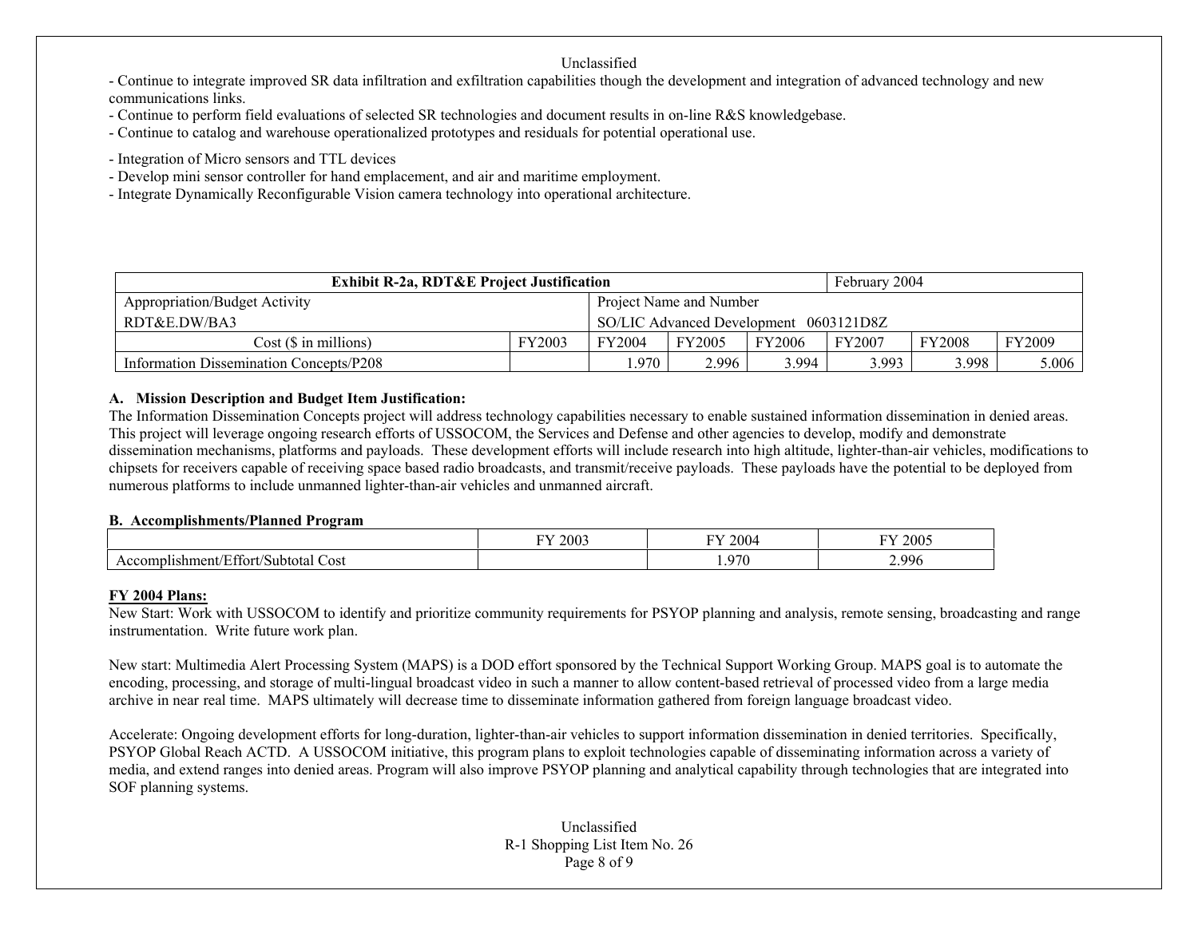- Continue to integrate improved SR data infiltration and exfiltration capabilities though the development and integration of advanced technology and new communications links.
- Continue to perform field evaluations of selected SR technologies and document results in on-line R&S knowledgebase.
- Continue to catalog and warehouse operationalized prototypes and residuals for potential operational use.

- Integration of Micro sensors and TTL devices
- Develop mini sensor controller for hand emplacement, and air and maritime employment.
- Integrate Dynamically Reconfigurable Vision camera technology into operational architecture.

| Exhibit R-2a, RDT&E Project Justification | | | | | February 2004 | | |
|---|---|---|---|---|---|---|---|
| Appropriation/Budget Activity<br>RDT&E.DW/BA3 | | Project Name and Number<br>SO/LIC Advanced Development 0603121D8Z | | | | | |
| Cost ($ in millions) | FY2003 | FY2004 | FY2005 | FY2006 | FY2007 | FY2008 | FY2009 |
| Information Dissemination Concepts/P208 | | 1.970 | 2.996 | 3.994 | 3.993 | 3.998 | 5.006 |

**A. Mission Description and Budget Item Justification:**
The Information Dissemination Concepts project will address technology capabilities necessary to enable sustained information dissemination in denied areas. This project will leverage ongoing research efforts of USSOCOM, the Services and Defense and other agencies to develop, modify and demonstrate dissemination mechanisms, platforms and payloads. These development efforts will include research into high altitude, lighter-than-air vehicles, modifications to chipsets for receivers capable of receiving space based radio broadcasts, and transmit/receive payloads. These payloads have the potential to be deployed from numerous platforms to include unmanned lighter-than-air vehicles and unmanned aircraft.

**B. Accomplishments/Planned Program**

| | FY 2003 | FY 2004 | FY 2005 |
|---|---|---|---|
| Accomplishment/Effort/Subtotal Cost | | 1.970 | 2.996 |

**FY 2004 Plans:**
New Start: Work with USSOCOM to identify and prioritize community requirements for PSYOP planning and analysis, remote sensing, broadcasting and range instrumentation. Write future work plan.

New start: Multimedia Alert Processing System (MAPS) is a DOD effort sponsored by the Technical Support Working Group. MAPS goal is to automate the encoding, processing, and storage of multi-lingual broadcast video in such a manner to allow content-based retrieval of processed video from a large media archive in near real time. MAPS ultimately will decrease time to disseminate information gathered from foreign language broadcast video.

Accelerate: Ongoing development efforts for long-duration, lighter-than-air vehicles to support information dissemination in denied territories. Specifically, PSYOP Global Reach ACTD. A USSOCOM initiative, this program plans to exploit technologies capable of disseminating information across a variety of media, and extend ranges into denied areas. Program will also improve PSYOP planning and analytical capability through technologies that are integrated into SOF planning systems.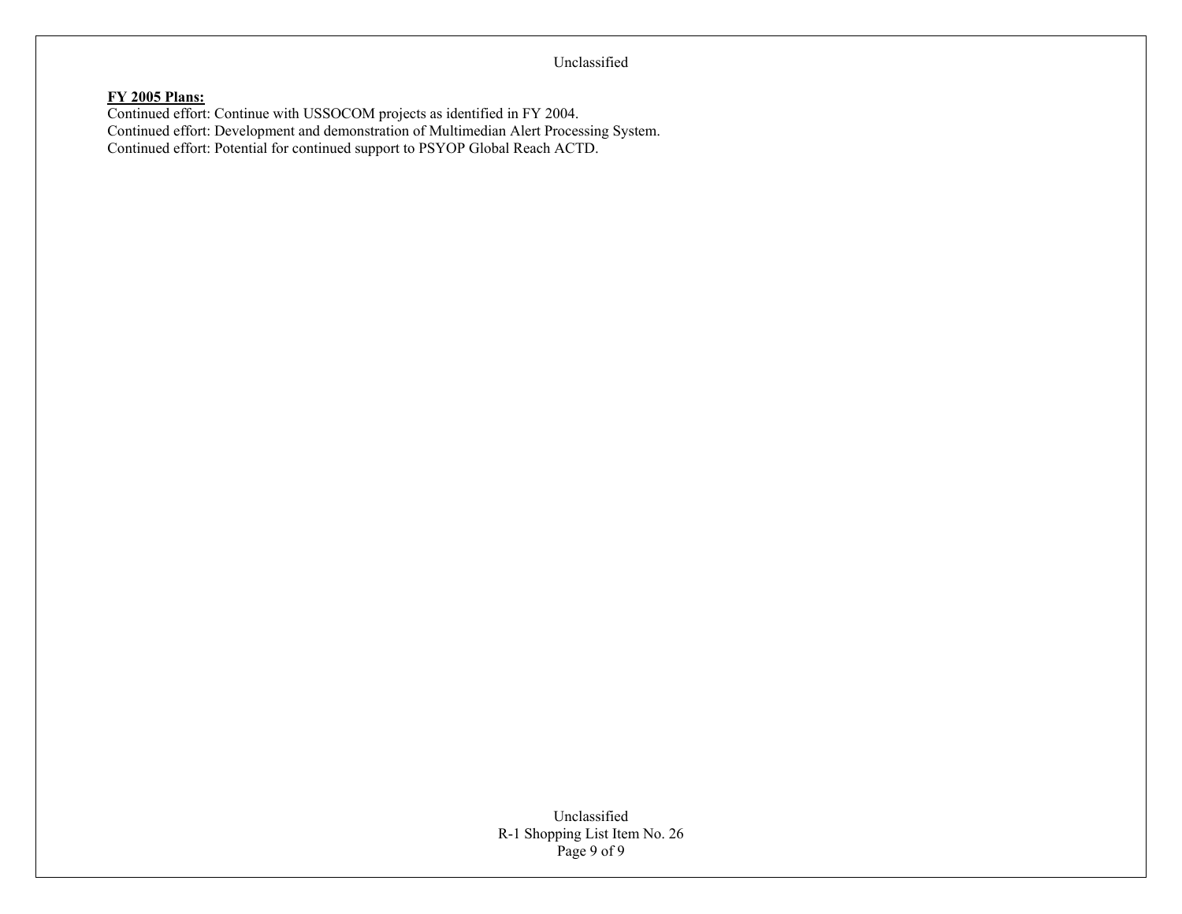**FY 2005 Plans:**

Continued effort: Continue with USSOCOM projects as identified in FY 2004.
Continued effort: Development and demonstration of Multimedian Alert Processing System.
Continued effort: Potential for continued support to PSYOP Global Reach ACTD.